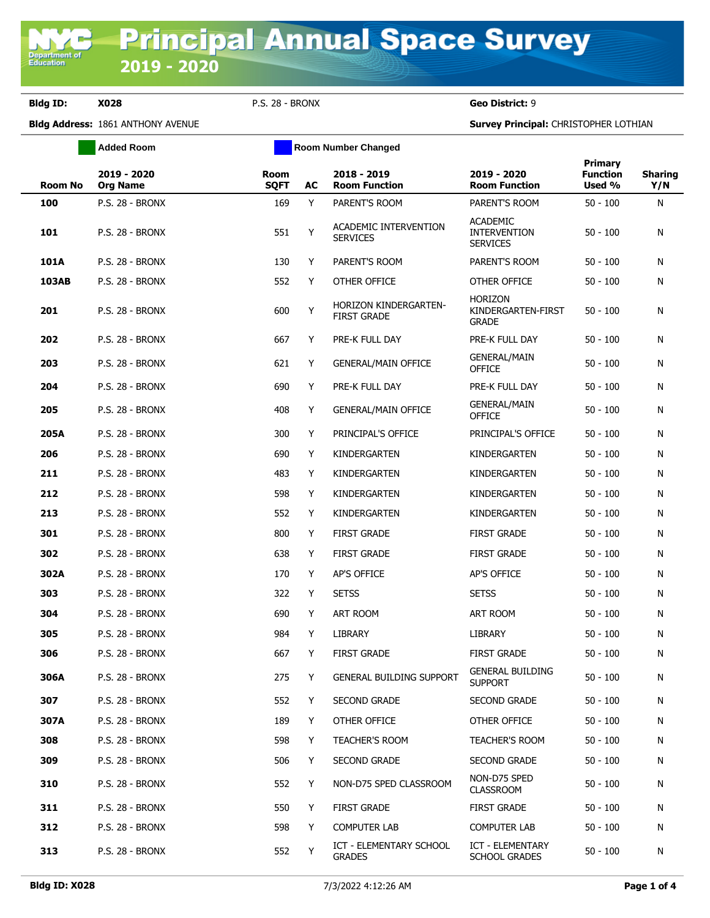# Principal Annual Space Survey

## 2019 - 2020

**Bldg ID:** **X028** P.S. 28 - BRONX **Geo District:** 9

**Bldg Address:** 1861 ANTHONY AVENUE **Survey Principal:** CHRISTOPHER LOTHIAN

Added Room | Room Number Changed

| Room No | 2019 - 2020 Org Name | Room SQFT | AC | 2018 - 2019 Room Function | 2019 - 2020 Room Function | Primary Function Used % | Sharing Y/N |
|---|---|---|---|---|---|---|---|
| **100** | P.S. 28 - BRONX | 169 | Y | PARENT'S ROOM | PARENT'S ROOM | 50 - 100 | N |
| **101** | P.S. 28 - BRONX | 551 | Y | ACADEMIC INTERVENTION SERVICES | ACADEMIC INTERVENTION SERVICES | 50 - 100 | N |
| **101A** | P.S. 28 - BRONX | 130 | Y | PARENT'S ROOM | PARENT'S ROOM | 50 - 100 | N |
| **103AB** | P.S. 28 - BRONX | 552 | Y | OTHER OFFICE | OTHER OFFICE | 50 - 100 | N |
| **201** | P.S. 28 - BRONX | 600 | Y | HORIZON KINDERGARTEN-FIRST GRADE | HORIZON KINDERGARTEN-FIRST GRADE | 50 - 100 | N |
| **202** | P.S. 28 - BRONX | 667 | Y | PRE-K FULL DAY | PRE-K FULL DAY | 50 - 100 | N |
| **203** | P.S. 28 - BRONX | 621 | Y | GENERAL/MAIN OFFICE | GENERAL/MAIN OFFICE | 50 - 100 | N |
| **204** | P.S. 28 - BRONX | 690 | Y | PRE-K FULL DAY | PRE-K FULL DAY | 50 - 100 | N |
| **205** | P.S. 28 - BRONX | 408 | Y | GENERAL/MAIN OFFICE | GENERAL/MAIN OFFICE | 50 - 100 | N |
| **205A** | P.S. 28 - BRONX | 300 | Y | PRINCIPAL'S OFFICE | PRINCIPAL'S OFFICE | 50 - 100 | N |
| **206** | P.S. 28 - BRONX | 690 | Y | KINDERGARTEN | KINDERGARTEN | 50 - 100 | N |
| **211** | P.S. 28 - BRONX | 483 | Y | KINDERGARTEN | KINDERGARTEN | 50 - 100 | N |
| **212** | P.S. 28 - BRONX | 598 | Y | KINDERGARTEN | KINDERGARTEN | 50 - 100 | N |
| **213** | P.S. 28 - BRONX | 552 | Y | KINDERGARTEN | KINDERGARTEN | 50 - 100 | N |
| **301** | P.S. 28 - BRONX | 800 | Y | FIRST GRADE | FIRST GRADE | 50 - 100 | N |
| **302** | P.S. 28 - BRONX | 638 | Y | FIRST GRADE | FIRST GRADE | 50 - 100 | N |
| **302A** | P.S. 28 - BRONX | 170 | Y | AP'S OFFICE | AP'S OFFICE | 50 - 100 | N |
| **303** | P.S. 28 - BRONX | 322 | Y | SETSS | SETSS | 50 - 100 | N |
| **304** | P.S. 28 - BRONX | 690 | Y | ART ROOM | ART ROOM | 50 - 100 | N |
| **305** | P.S. 28 - BRONX | 984 | Y | LIBRARY | LIBRARY | 50 - 100 | N |
| **306** | P.S. 28 - BRONX | 667 | Y | FIRST GRADE | FIRST GRADE | 50 - 100 | N |
| **306A** | P.S. 28 - BRONX | 275 | Y | GENERAL BUILDING SUPPORT | GENERAL BUILDING SUPPORT | 50 - 100 | N |
| **307** | P.S. 28 - BRONX | 552 | Y | SECOND GRADE | SECOND GRADE | 50 - 100 | N |
| **307A** | P.S. 28 - BRONX | 189 | Y | OTHER OFFICE | OTHER OFFICE | 50 - 100 | N |
| **308** | P.S. 28 - BRONX | 598 | Y | TEACHER'S ROOM | TEACHER'S ROOM | 50 - 100 | N |
| **309** | P.S. 28 - BRONX | 506 | Y | SECOND GRADE | SECOND GRADE | 50 - 100 | N |
| **310** | P.S. 28 - BRONX | 552 | Y | NON-D75 SPED CLASSROOM | NON-D75 SPED CLASSROOM | 50 - 100 | N |
| **311** | P.S. 28 - BRONX | 550 | Y | FIRST GRADE | FIRST GRADE | 50 - 100 | N |
| **312** | P.S. 28 - BRONX | 598 | Y | COMPUTER LAB | COMPUTER LAB | 50 - 100 | N |
| **313** | P.S. 28 - BRONX | 552 | Y | ICT - ELEMENTARY SCHOOL GRADES | ICT - ELEMENTARY SCHOOL GRADES | 50 - 100 | N |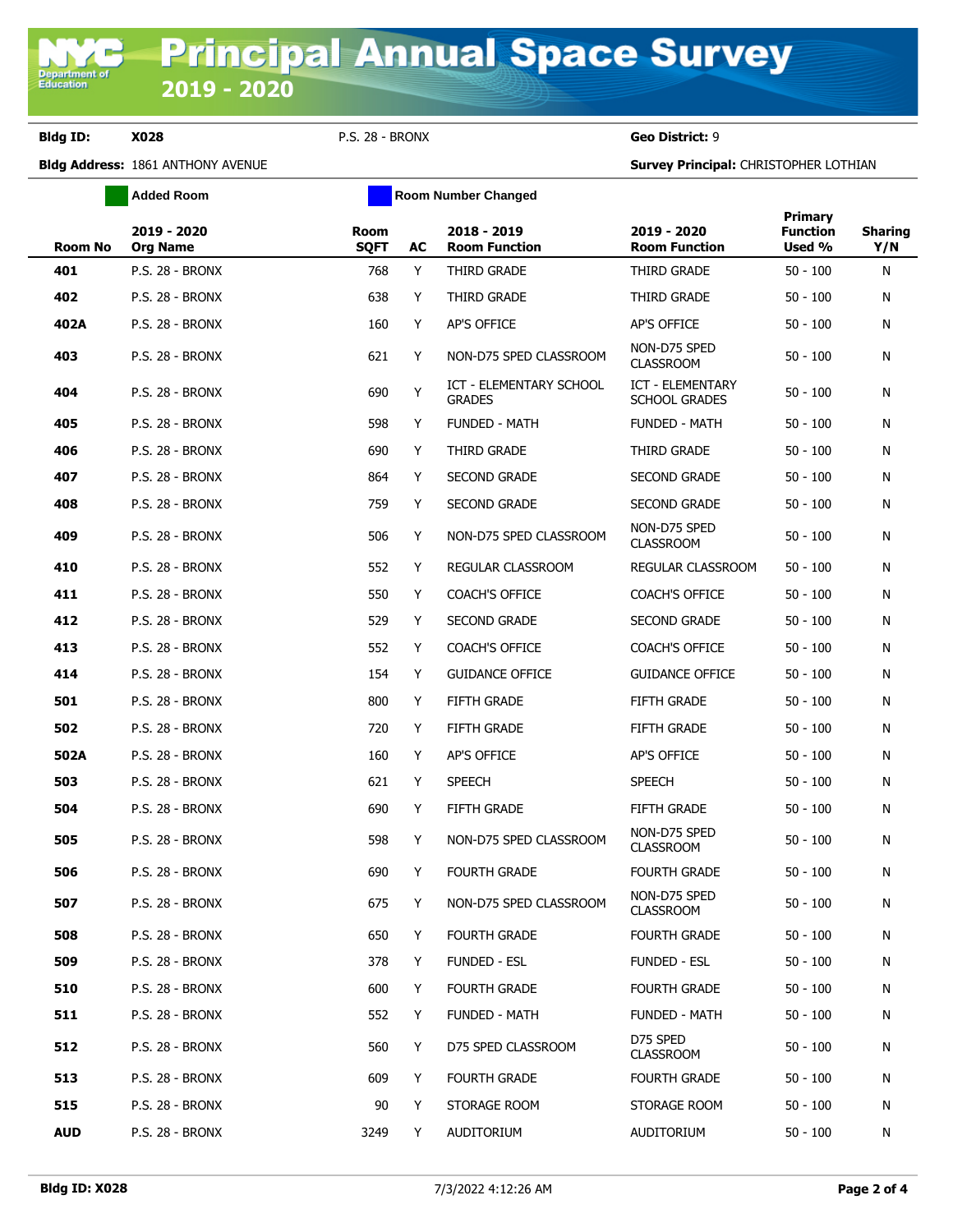# Principal Annual Space Survey 2019 - 2020

**Bldg ID:** **X028** P.S. 28 - BRONX **Geo District:** 9

**Bldg Address:** 1861 ANTHONY AVENUE **Survey Principal:** CHRISTOPHER LOTHIAN

Added Room | Room Number Changed

| Room No | 2019 - 2020 Org Name | Room SQFT | AC | 2018 - 2019 Room Function | 2019 - 2020 Room Function | Primary Function Used % | Sharing Y/N |
|---|---|---|---|---|---|---|---|
| **401** | P.S. 28 - BRONX | 768 | Y | THIRD GRADE | THIRD GRADE | 50 - 100 | N |
| **402** | P.S. 28 - BRONX | 638 | Y | THIRD GRADE | THIRD GRADE | 50 - 100 | N |
| **402A** | P.S. 28 - BRONX | 160 | Y | AP'S OFFICE | AP'S OFFICE | 50 - 100 | N |
| **403** | P.S. 28 - BRONX | 621 | Y | NON-D75 SPED CLASSROOM | NON-D75 SPED CLASSROOM | 50 - 100 | N |
| **404** | P.S. 28 - BRONX | 690 | Y | ICT - ELEMENTARY SCHOOL GRADES | ICT - ELEMENTARY SCHOOL GRADES | 50 - 100 | N |
| **405** | P.S. 28 - BRONX | 598 | Y | FUNDED - MATH | FUNDED - MATH | 50 - 100 | N |
| **406** | P.S. 28 - BRONX | 690 | Y | THIRD GRADE | THIRD GRADE | 50 - 100 | N |
| **407** | P.S. 28 - BRONX | 864 | Y | SECOND GRADE | SECOND GRADE | 50 - 100 | N |
| **408** | P.S. 28 - BRONX | 759 | Y | SECOND GRADE | SECOND GRADE | 50 - 100 | N |
| **409** | P.S. 28 - BRONX | 506 | Y | NON-D75 SPED CLASSROOM | NON-D75 SPED CLASSROOM | 50 - 100 | N |
| **410** | P.S. 28 - BRONX | 552 | Y | REGULAR CLASSROOM | REGULAR CLASSROOM | 50 - 100 | N |
| **411** | P.S. 28 - BRONX | 550 | Y | COACH'S OFFICE | COACH'S OFFICE | 50 - 100 | N |
| **412** | P.S. 28 - BRONX | 529 | Y | SECOND GRADE | SECOND GRADE | 50 - 100 | N |
| **413** | P.S. 28 - BRONX | 552 | Y | COACH'S OFFICE | COACH'S OFFICE | 50 - 100 | N |
| **414** | P.S. 28 - BRONX | 154 | Y | GUIDANCE OFFICE | GUIDANCE OFFICE | 50 - 100 | N |
| **501** | P.S. 28 - BRONX | 800 | Y | FIFTH GRADE | FIFTH GRADE | 50 - 100 | N |
| **502** | P.S. 28 - BRONX | 720 | Y | FIFTH GRADE | FIFTH GRADE | 50 - 100 | N |
| **502A** | P.S. 28 - BRONX | 160 | Y | AP'S OFFICE | AP'S OFFICE | 50 - 100 | N |
| **503** | P.S. 28 - BRONX | 621 | Y | SPEECH | SPEECH | 50 - 100 | N |
| **504** | P.S. 28 - BRONX | 690 | Y | FIFTH GRADE | FIFTH GRADE | 50 - 100 | N |
| **505** | P.S. 28 - BRONX | 598 | Y | NON-D75 SPED CLASSROOM | NON-D75 SPED CLASSROOM | 50 - 100 | N |
| **506** | P.S. 28 - BRONX | 690 | Y | FOURTH GRADE | FOURTH GRADE | 50 - 100 | N |
| **507** | P.S. 28 - BRONX | 675 | Y | NON-D75 SPED CLASSROOM | NON-D75 SPED CLASSROOM | 50 - 100 | N |
| **508** | P.S. 28 - BRONX | 650 | Y | FOURTH GRADE | FOURTH GRADE | 50 - 100 | N |
| **509** | P.S. 28 - BRONX | 378 | Y | FUNDED - ESL | FUNDED - ESL | 50 - 100 | N |
| **510** | P.S. 28 - BRONX | 600 | Y | FOURTH GRADE | FOURTH GRADE | 50 - 100 | N |
| **511** | P.S. 28 - BRONX | 552 | Y | FUNDED - MATH | FUNDED - MATH | 50 - 100 | N |
| **512** | P.S. 28 - BRONX | 560 | Y | D75 SPED CLASSROOM | D75 SPED CLASSROOM | 50 - 100 | N |
| **513** | P.S. 28 - BRONX | 609 | Y | FOURTH GRADE | FOURTH GRADE | 50 - 100 | N |
| **515** | P.S. 28 - BRONX | 90 | Y | STORAGE ROOM | STORAGE ROOM | 50 - 100 | N |
| **AUD** | P.S. 28 - BRONX | 3249 | Y | AUDITORIUM | AUDITORIUM | 50 - 100 | N |

7/3/2022 4:12:26 AM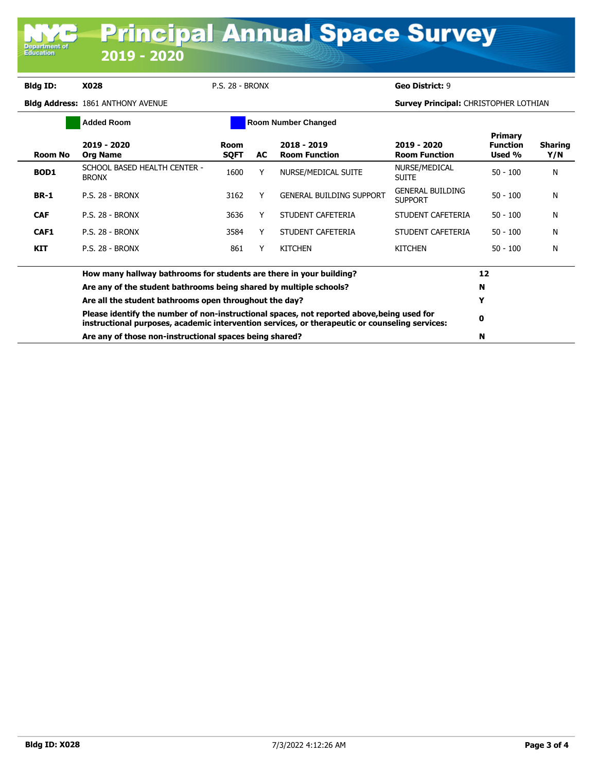# Principal Annual Space Survey 2019 - 2020

**Bldg ID:** **X028** P.S. 28 - BRONX **Geo District:** 9

**Bldg Address:** 1861 ANTHONY AVENUE **Survey Principal:** CHRISTOPHER LOTHIAN

Added Room | Room Number Changed

| Room No | 2019 - 2020 Org Name | Room SQFT | AC | 2018 - 2019 Room Function | 2019 - 2020 Room Function | Primary Function Used % | Sharing Y/N |
|---|---|---|---|---|---|---|---|
| **BOD1** | SCHOOL BASED HEALTH CENTER - BRONX | 1600 | Y | NURSE/MEDICAL SUITE | NURSE/MEDICAL SUITE | 50 - 100 | N |
| **BR-1** | P.S. 28 - BRONX | 3162 | Y | GENERAL BUILDING SUPPORT | GENERAL BUILDING SUPPORT | 50 - 100 | N |
| **CAF** | P.S. 28 - BRONX | 3636 | Y | STUDENT CAFETERIA | STUDENT CAFETERIA | 50 - 100 | N |
| **CAF1** | P.S. 28 - BRONX | 3584 | Y | STUDENT CAFETERIA | STUDENT CAFETERIA | 50 - 100 | N |
| **KIT** | P.S. 28 - BRONX | 861 | Y | KITCHEN | KITCHEN | 50 - 100 | N |

| Question | Answer |
|---|---|
| **How many hallway bathrooms for students are there in your building?** | **12** |
| **Are any of the student bathrooms being shared by multiple schools?** | **N** |
| **Are all the student bathrooms open throughout the day?** | **Y** |
| **Please identify the number of non-instructional spaces, not reported above,being used for instructional purposes, academic intervention services, or therapeutic or counseling services:** | **0** |
| **Are any of those non-instructional spaces being shared?** | **N** |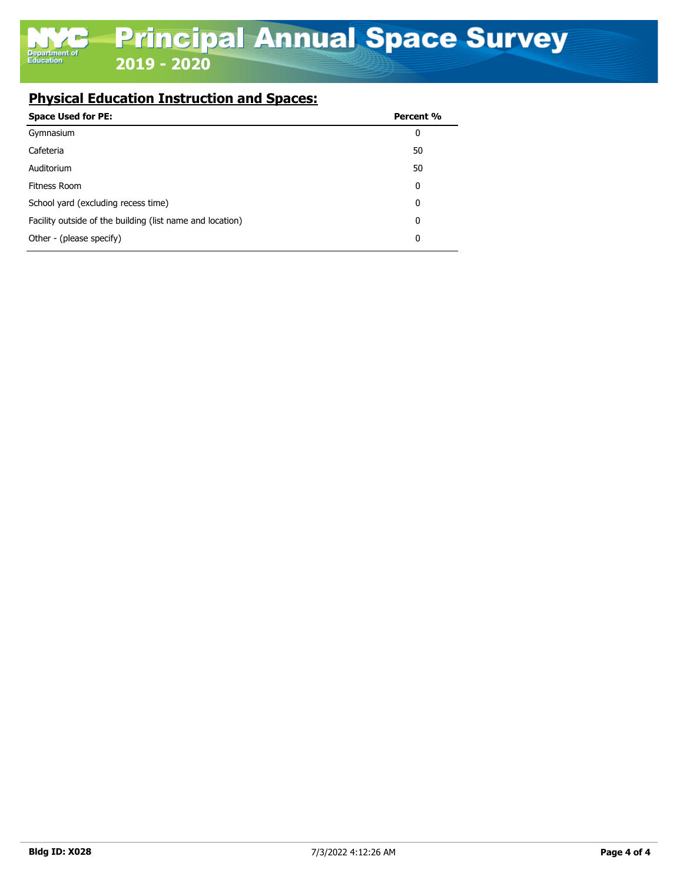## Physical Education Instruction and Spaces:

| Space Used for PE: | Percent % |
|---|---|
| Gymnasium | 0 |
| Cafeteria | 50 |
| Auditorium | 50 |
| Fitness Room | 0 |
| School yard (excluding recess time) | 0 |
| Facility outside of the building (list name and location) | 0 |
| Other - (please specify) | 0 |